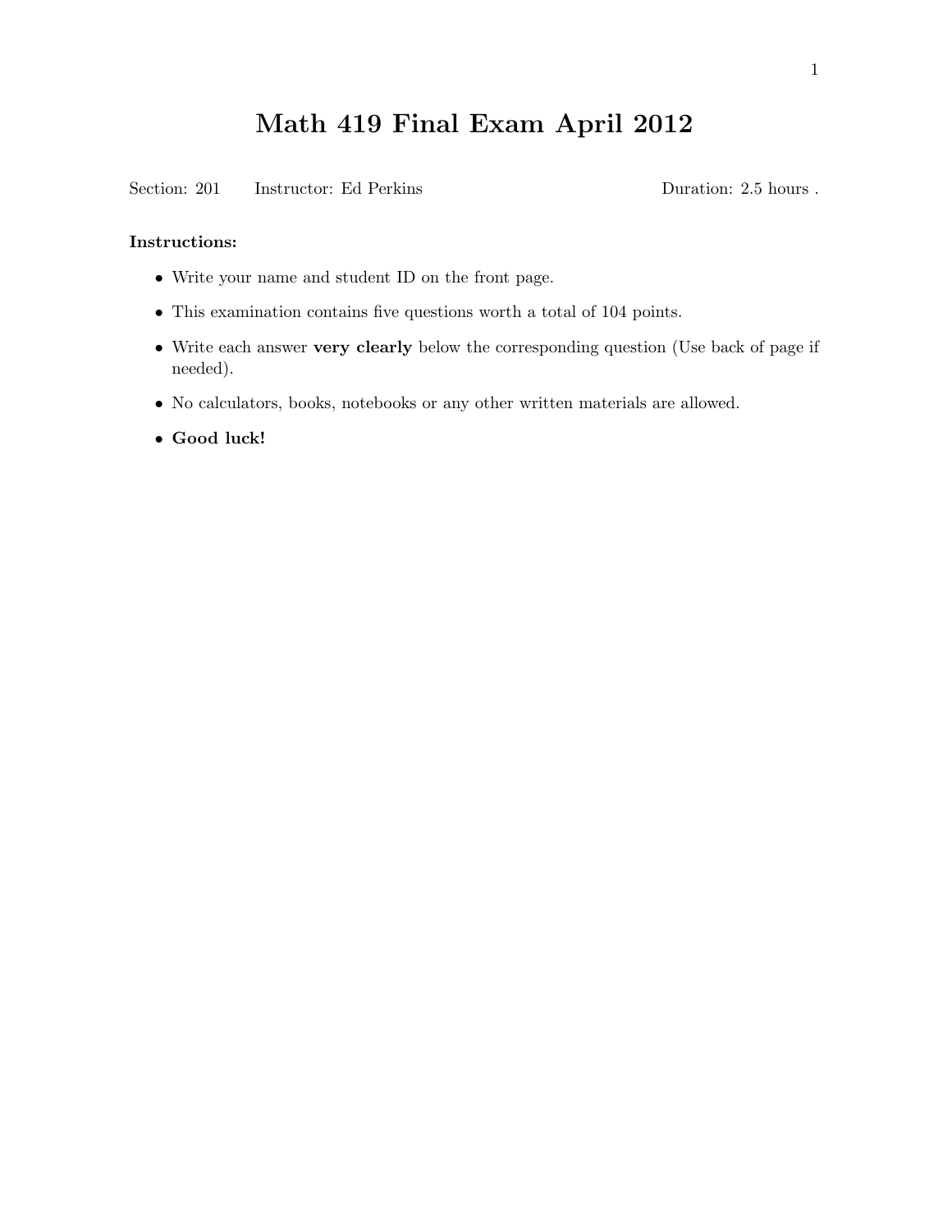# Math 419 Final Exam April 2012

Section: 201 Instructor: Ed Perkins Duration: 2.5 hours .

**Instructions:**

- Write your name and student ID on the front page.
- This examination contains five questions worth a total of 104 points.
- Write each answer **very clearly** below the corresponding question (Use back of page if needed).
- No calculators, books, notebooks or any other written materials are allowed.
- **Good luck!**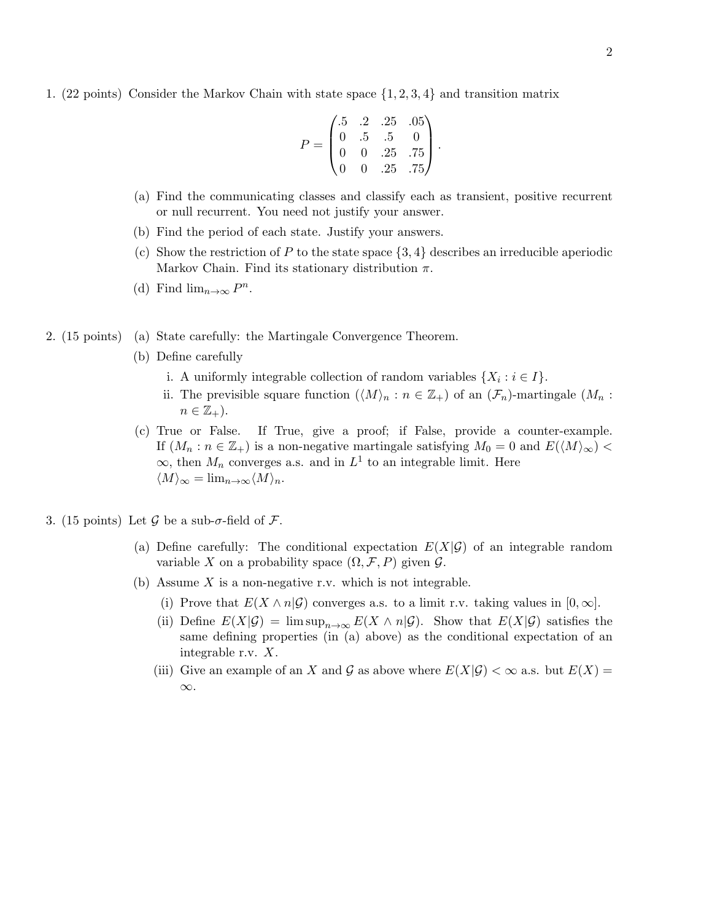1. (22 points) Consider the Markov Chain with state space $\{1, 2, 3, 4\}$ and transition matrix

$$P = \begin{pmatrix} .5 & .2 & .25 & .05 \\ 0 & .5 & .5 & 0 \\ 0 & 0 & .25 & .75 \\ 0 & 0 & .25 & .75 \end{pmatrix}.$$

   (a) Find the communicating classes and classify each as transient, positive recurrent or null recurrent. You need not justify your answer.

   (b) Find the period of each state. Justify your answers.

   (c) Show the restriction of $P$ to the state space $\{3, 4\}$ describes an irreducible aperiodic Markov Chain. Find its stationary distribution $\pi$.

   (d) Find $\lim_{n\to\infty} P^n$.

2. (15 points) (a) State carefully: the Martingale Convergence Theorem.

   (b) Define carefully

      i. A uniformly integrable collection of random variables $\{X_i : i \in I\}$.

      ii. The previsible square function $(\langle M \rangle_n : n \in \mathbb{Z}_+)$ of an $(\mathcal{F}_n)$-martingale $(M_n : n \in \mathbb{Z}_+)$.

   (c) True or False. If True, give a proof; if False, provide a counter-example. If $(M_n : n \in \mathbb{Z}_+)$ is a non-negative martingale satisfying $M_0 = 0$ and $E(\langle M \rangle_\infty) < \infty$, then $M_n$ converges a.s. and in $L^1$ to an integrable limit. Here $\langle M \rangle_\infty = \lim_{n\to\infty} \langle M \rangle_n$.

3. (15 points) Let $\mathcal{G}$ be a sub-$\sigma$-field of $\mathcal{F}$.

   (a) Define carefully: The conditional expectation $E(X|\mathcal{G})$ of an integrable random variable $X$ on a probability space $(\Omega, \mathcal{F}, P)$ given $\mathcal{G}$.

   (b) Assume $X$ is a non-negative r.v. which is not integrable.

      (i) Prove that $E(X \wedge n|\mathcal{G})$ converges a.s. to a limit r.v. taking values in $[0, \infty]$.

      (ii) Define $E(X|\mathcal{G}) = \limsup_{n\to\infty} E(X \wedge n|\mathcal{G})$. Show that $E(X|\mathcal{G})$ satisfies the same defining properties (in (a) above) as the conditional expectation of an integrable r.v. $X$.

      (iii) Give an example of an $X$ and $\mathcal{G}$ as above where $E(X|\mathcal{G}) < \infty$ a.s. but $E(X) = \infty$.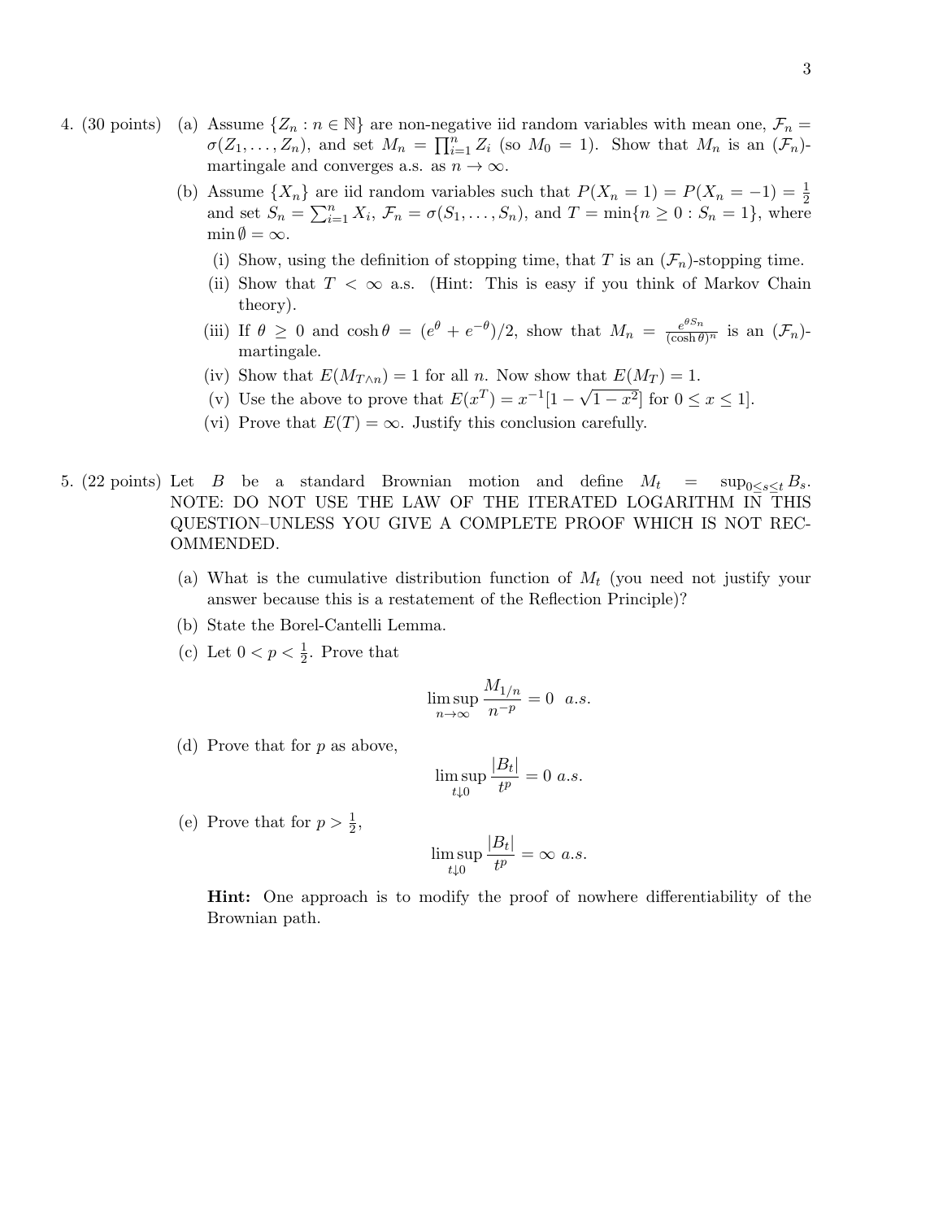4. (30 points) (a) Assume $\{Z_n : n \in \mathbb{N}\}$ are non-negative iid random variables with mean one, $\mathcal{F}_n = \sigma(Z_1, \ldots, Z_n)$, and set $M_n = \prod_{i=1}^n Z_i$ (so $M_0 = 1$). Show that $M_n$ is an $(\mathcal{F}_n)$-martingale and converges a.s. as $n \to \infty$.

(b) Assume $\{X_n\}$ are iid random variables such that $P(X_n = 1) = P(X_n = -1) = \frac{1}{2}$ and set $S_n = \sum_{i=1}^n X_i$, $\mathcal{F}_n = \sigma(S_1, \ldots, S_n)$, and $T = \min\{n \geq 0 : S_n = 1\}$, where $\min \emptyset = \infty$.

   (i) Show, using the definition of stopping time, that $T$ is an $(\mathcal{F}_n)$-stopping time.

   (ii) Show that $T < \infty$ a.s. (Hint: This is easy if you think of Markov Chain theory).

   (iii) If $\theta \geq 0$ and $\cosh\theta = (e^\theta + e^{-\theta})/2$, show that $M_n = \frac{e^{\theta S_n}}{(\cosh\theta)^n}$ is an $(\mathcal{F}_n)$-martingale.

   (iv) Show that $E(M_{T\wedge n}) = 1$ for all $n$. Now show that $E(M_T) = 1$.

   (v) Use the above to prove that $E(x^T) = x^{-1}[1 - \sqrt{1-x^2}]$ for $0 \leq x \leq 1]$.

   (vi) Prove that $E(T) = \infty$. Justify this conclusion carefully.

5. (22 points) Let $B$ be a standard Brownian motion and define $M_t = \sup_{0\leq s\leq t} B_s$. NOTE: DO NOT USE THE LAW OF THE ITERATED LOGARITHM IN THIS QUESTION–UNLESS YOU GIVE A COMPLETE PROOF WHICH IS NOT RECOMMENDED.

(a) What is the cumulative distribution function of $M_t$ (you need not justify your answer because this is a restatement of the Reflection Principle)?

(b) State the Borel-Cantelli Lemma.

(c) Let $0 < p < \frac{1}{2}$. Prove that

$$\limsup_{n\to\infty} \frac{M_{1/n}}{n^{-p}} = 0 \ \ a.s.$$

(d) Prove that for $p$ as above,

$$\limsup_{t\downarrow 0} \frac{|B_t|}{t^p} = 0 \ a.s.$$

(e) Prove that for $p > \frac{1}{2}$,

$$\limsup_{t\downarrow 0} \frac{|B_t|}{t^p} = \infty \ a.s.$$

**Hint:** One approach is to modify the proof of nowhere differentiability of the Brownian path.